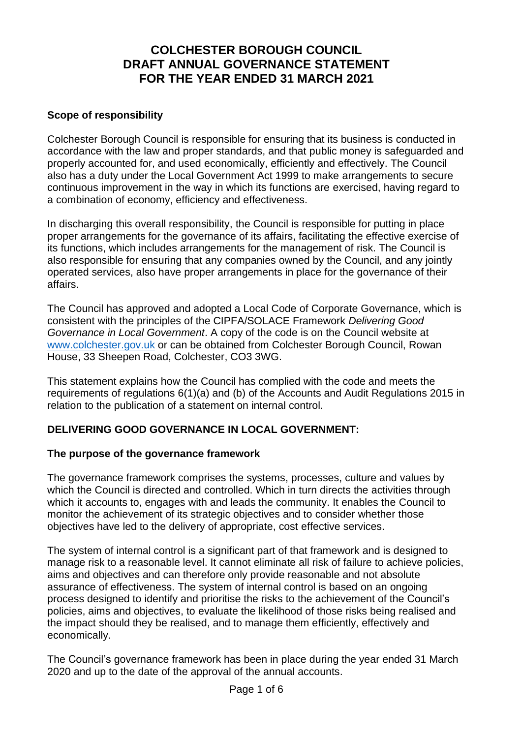# COLCHESTER BOROUGH COUNCIL
# DRAFT ANNUAL GOVERNANCE STATEMENT
# FOR THE YEAR ENDED 31 MARCH 2021

## Scope of responsibility

Colchester Borough Council is responsible for ensuring that its business is conducted in accordance with the law and proper standards, and that public money is safeguarded and properly accounted for, and used economically, efficiently and effectively. The Council also has a duty under the Local Government Act 1999 to make arrangements to secure continuous improvement in the way in which its functions are exercised, having regard to a combination of economy, efficiency and effectiveness.

In discharging this overall responsibility, the Council is responsible for putting in place proper arrangements for the governance of its affairs, facilitating the effective exercise of its functions, which includes arrangements for the management of risk. The Council is also responsible for ensuring that any companies owned by the Council, and any jointly operated services, also have proper arrangements in place for the governance of their affairs.

The Council has approved and adopted a Local Code of Corporate Governance, which is consistent with the principles of the CIPFA/SOLACE Framework *Delivering Good Governance in Local Government*. A copy of the code is on the Council website at [www.colchester.gov.uk](http://www.colchester.gov.uk) or can be obtained from Colchester Borough Council, Rowan House, 33 Sheepen Road, Colchester, CO3 3WG.

This statement explains how the Council has complied with the code and meets the requirements of regulations 6(1)(a) and (b) of the Accounts and Audit Regulations 2015 in relation to the publication of a statement on internal control.

## DELIVERING GOOD GOVERNANCE IN LOCAL GOVERNMENT:

### The purpose of the governance framework

The governance framework comprises the systems, processes, culture and values by which the Council is directed and controlled. Which in turn directs the activities through which it accounts to, engages with and leads the community. It enables the Council to monitor the achievement of its strategic objectives and to consider whether those objectives have led to the delivery of appropriate, cost effective services.

The system of internal control is a significant part of that framework and is designed to manage risk to a reasonable level. It cannot eliminate all risk of failure to achieve policies, aims and objectives and can therefore only provide reasonable and not absolute assurance of effectiveness. The system of internal control is based on an ongoing process designed to identify and prioritise the risks to the achievement of the Council's policies, aims and objectives, to evaluate the likelihood of those risks being realised and the impact should they be realised, and to manage them efficiently, effectively and economically.

The Council's governance framework has been in place during the year ended 31 March 2020 and up to the date of the approval of the annual accounts.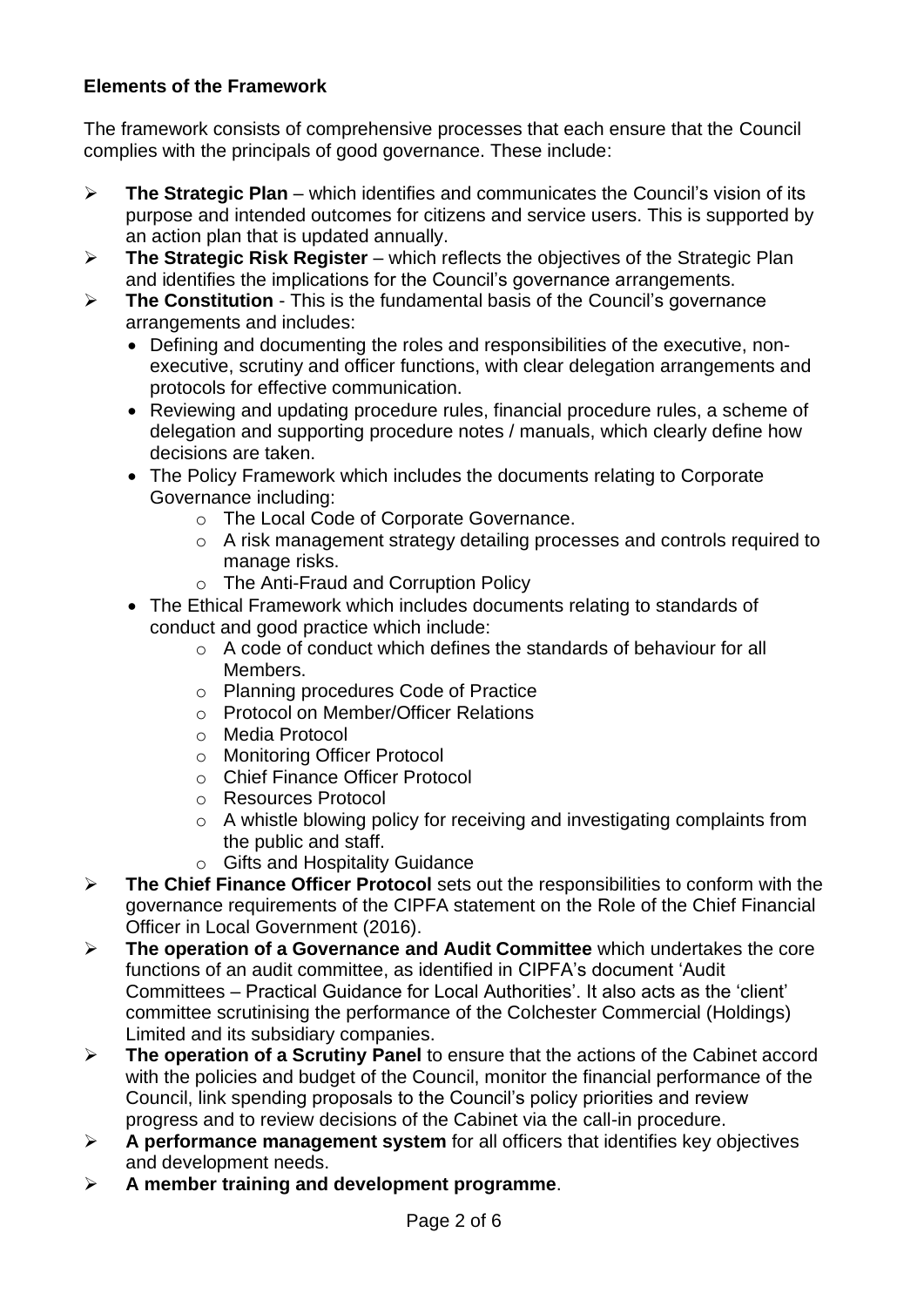**Elements of the Framework**

The framework consists of comprehensive processes that each ensure that the Council complies with the principals of good governance. These include:

- **The Strategic Plan** – which identifies and communicates the Council's vision of its purpose and intended outcomes for citizens and service users. This is supported by an action plan that is updated annually.
- **The Strategic Risk Register** – which reflects the objectives of the Strategic Plan and identifies the implications for the Council's governance arrangements.
- **The Constitution** - This is the fundamental basis of the Council's governance arrangements and includes:
    - Defining and documenting the roles and responsibilities of the executive, non-executive, scrutiny and officer functions, with clear delegation arrangements and protocols for effective communication.
    - Reviewing and updating procedure rules, financial procedure rules, a scheme of delegation and supporting procedure notes / manuals, which clearly define how decisions are taken.
    - The Policy Framework which includes the documents relating to Corporate Governance including:
        - The Local Code of Corporate Governance.
        - A risk management strategy detailing processes and controls required to manage risks.
        - The Anti-Fraud and Corruption Policy
    - The Ethical Framework which includes documents relating to standards of conduct and good practice which include:
        - A code of conduct which defines the standards of behaviour for all Members.
        - Planning procedures Code of Practice
        - Protocol on Member/Officer Relations
        - Media Protocol
        - Monitoring Officer Protocol
        - Chief Finance Officer Protocol
        - Resources Protocol
        - A whistle blowing policy for receiving and investigating complaints from the public and staff.
        - Gifts and Hospitality Guidance
- **The Chief Finance Officer Protocol** sets out the responsibilities to conform with the governance requirements of the CIPFA statement on the Role of the Chief Financial Officer in Local Government (2016).
- **The operation of a Governance and Audit Committee** which undertakes the core functions of an audit committee, as identified in CIPFA's document 'Audit Committees – Practical Guidance for Local Authorities'. It also acts as the 'client' committee scrutinising the performance of the Colchester Commercial (Holdings) Limited and its subsidiary companies.
- **The operation of a Scrutiny Panel** to ensure that the actions of the Cabinet accord with the policies and budget of the Council, monitor the financial performance of the Council, link spending proposals to the Council's policy priorities and review progress and to review decisions of the Cabinet via the call-in procedure.
- **A performance management system** for all officers that identifies key objectives and development needs.
- **A member training and development programme**.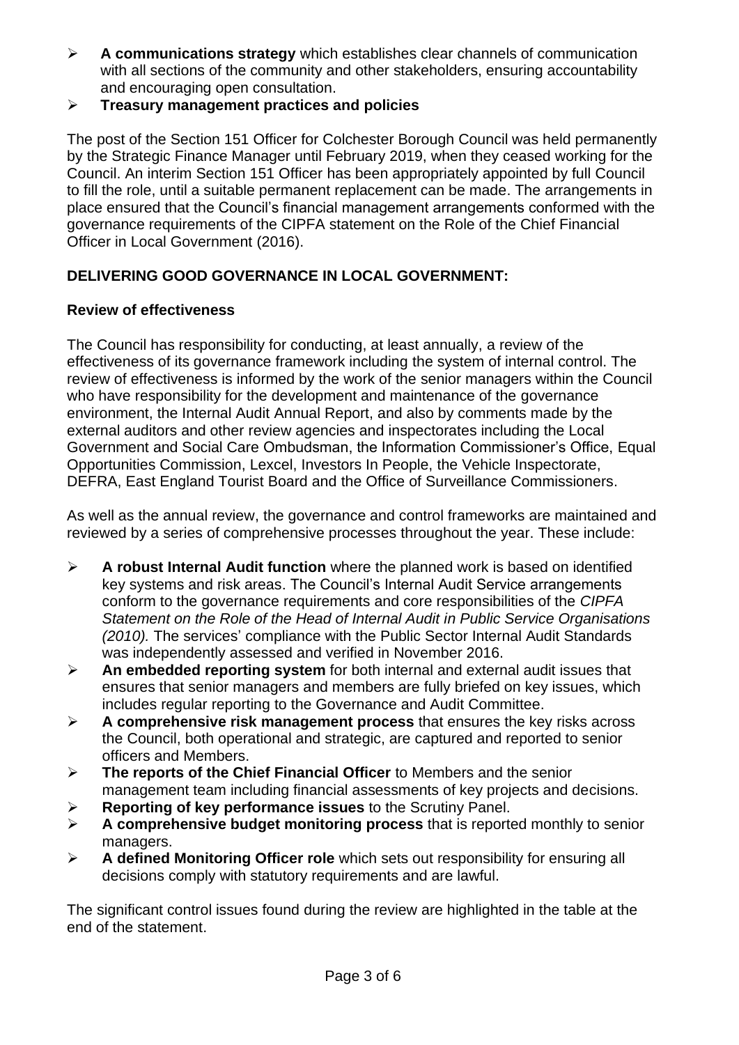- **A communications strategy** which establishes clear channels of communication with all sections of the community and other stakeholders, ensuring accountability and encouraging open consultation.
- **Treasury management practices and policies**

The post of the Section 151 Officer for Colchester Borough Council was held permanently by the Strategic Finance Manager until February 2019, when they ceased working for the Council. An interim Section 151 Officer has been appropriately appointed by full Council to fill the role, until a suitable permanent replacement can be made. The arrangements in place ensured that the Council's financial management arrangements conformed with the governance requirements of the CIPFA statement on the Role of the Chief Financial Officer in Local Government (2016).

## DELIVERING GOOD GOVERNANCE IN LOCAL GOVERNMENT:

### Review of effectiveness

The Council has responsibility for conducting, at least annually, a review of the effectiveness of its governance framework including the system of internal control. The review of effectiveness is informed by the work of the senior managers within the Council who have responsibility for the development and maintenance of the governance environment, the Internal Audit Annual Report, and also by comments made by the external auditors and other review agencies and inspectorates including the Local Government and Social Care Ombudsman, the Information Commissioner's Office, Equal Opportunities Commission, Lexcel, Investors In People, the Vehicle Inspectorate, DEFRA, East England Tourist Board and the Office of Surveillance Commissioners.

As well as the annual review, the governance and control frameworks are maintained and reviewed by a series of comprehensive processes throughout the year. These include:

- **A robust Internal Audit function** where the planned work is based on identified key systems and risk areas. The Council's Internal Audit Service arrangements conform to the governance requirements and core responsibilities of the *CIPFA Statement on the Role of the Head of Internal Audit in Public Service Organisations (2010).* The services' compliance with the Public Sector Internal Audit Standards was independently assessed and verified in November 2016.
- **An embedded reporting system** for both internal and external audit issues that ensures that senior managers and members are fully briefed on key issues, which includes regular reporting to the Governance and Audit Committee.
- **A comprehensive risk management process** that ensures the key risks across the Council, both operational and strategic, are captured and reported to senior officers and Members.
- **The reports of the Chief Financial Officer** to Members and the senior management team including financial assessments of key projects and decisions.
- **Reporting of key performance issues** to the Scrutiny Panel.
- **A comprehensive budget monitoring process** that is reported monthly to senior managers.
- **A defined Monitoring Officer role** which sets out responsibility for ensuring all decisions comply with statutory requirements and are lawful.

The significant control issues found during the review are highlighted in the table at the end of the statement.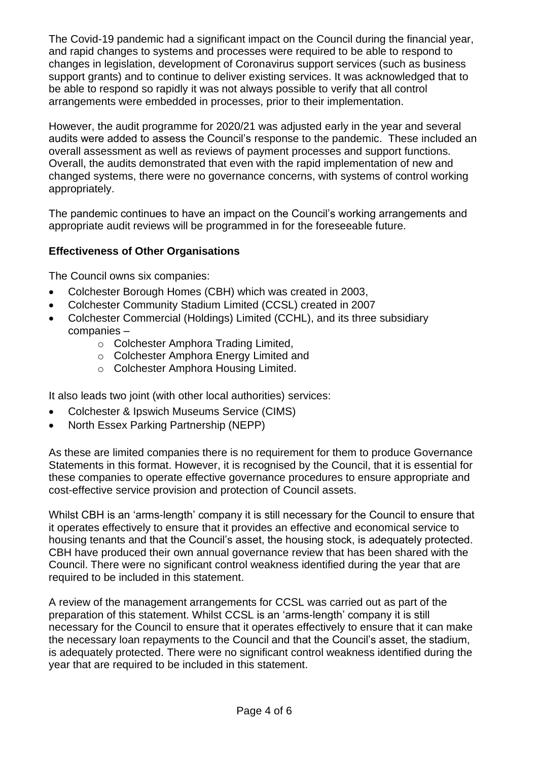The Covid-19 pandemic had a significant impact on the Council during the financial year, and rapid changes to systems and processes were required to be able to respond to changes in legislation, development of Coronavirus support services (such as business support grants) and to continue to deliver existing services. It was acknowledged that to be able to respond so rapidly it was not always possible to verify that all control arrangements were embedded in processes, prior to their implementation.

However, the audit programme for 2020/21 was adjusted early in the year and several audits were added to assess the Council's response to the pandemic. These included an overall assessment as well as reviews of payment processes and support functions. Overall, the audits demonstrated that even with the rapid implementation of new and changed systems, there were no governance concerns, with systems of control working appropriately.

The pandemic continues to have an impact on the Council's working arrangements and appropriate audit reviews will be programmed in for the foreseeable future.

**Effectiveness of Other Organisations**

The Council owns six companies:

- Colchester Borough Homes (CBH) which was created in 2003,
- Colchester Community Stadium Limited (CCSL) created in 2007
- Colchester Commercial (Holdings) Limited (CCHL), and its three subsidiary companies –
  - Colchester Amphora Trading Limited,
  - Colchester Amphora Energy Limited and
  - Colchester Amphora Housing Limited.

It also leads two joint (with other local authorities) services:

- Colchester & Ipswich Museums Service (CIMS)
- North Essex Parking Partnership (NEPP)

As these are limited companies there is no requirement for them to produce Governance Statements in this format. However, it is recognised by the Council, that it is essential for these companies to operate effective governance procedures to ensure appropriate and cost-effective service provision and protection of Council assets.

Whilst CBH is an 'arms-length' company it is still necessary for the Council to ensure that it operates effectively to ensure that it provides an effective and economical service to housing tenants and that the Council's asset, the housing stock, is adequately protected. CBH have produced their own annual governance review that has been shared with the Council. There were no significant control weakness identified during the year that are required to be included in this statement.

A review of the management arrangements for CCSL was carried out as part of the preparation of this statement. Whilst CCSL is an 'arms-length' company it is still necessary for the Council to ensure that it operates effectively to ensure that it can make the necessary loan repayments to the Council and that the Council's asset, the stadium, is adequately protected. There were no significant control weakness identified during the year that are required to be included in this statement.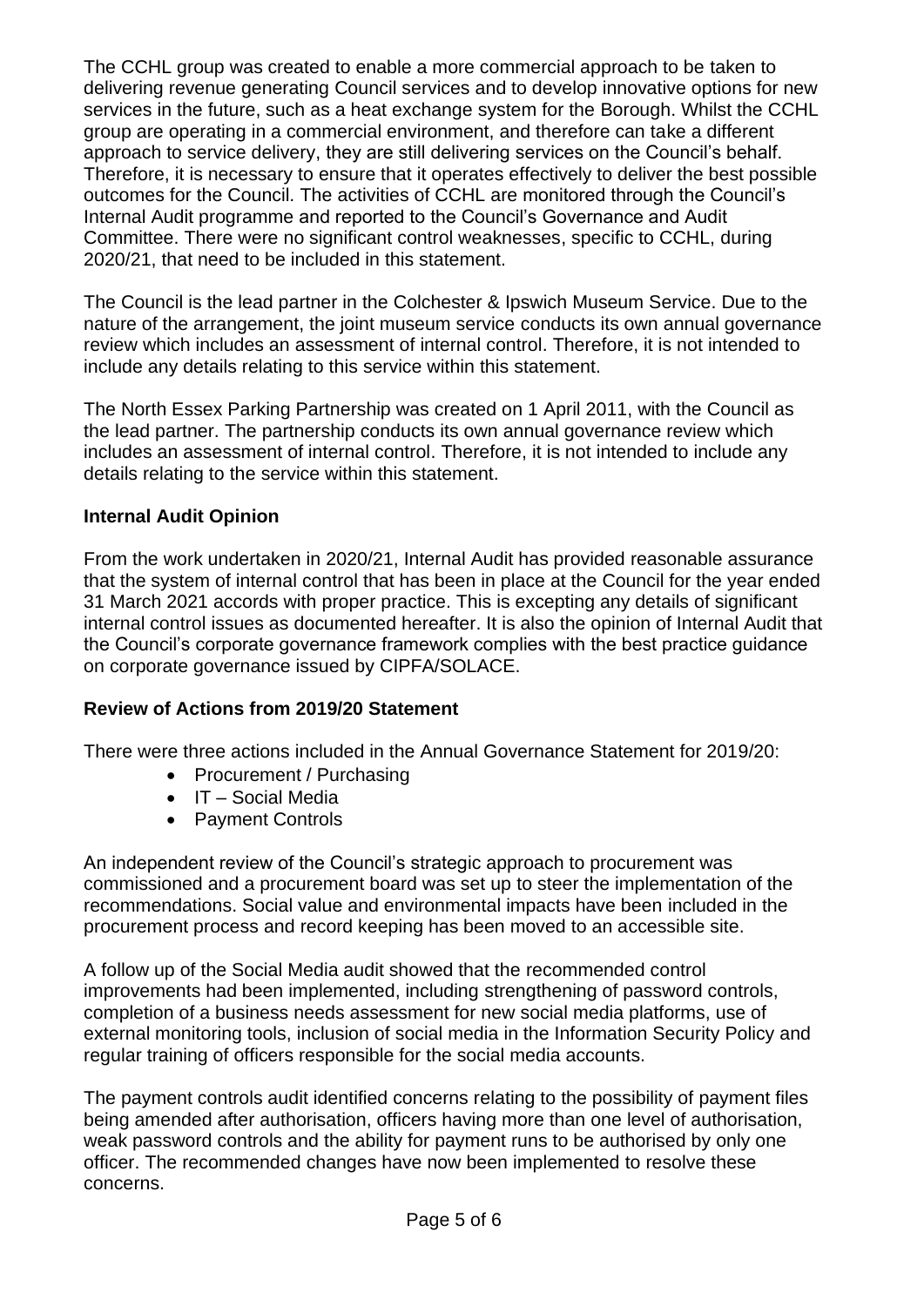The CCHL group was created to enable a more commercial approach to be taken to delivering revenue generating Council services and to develop innovative options for new services in the future, such as a heat exchange system for the Borough. Whilst the CCHL group are operating in a commercial environment, and therefore can take a different approach to service delivery, they are still delivering services on the Council's behalf. Therefore, it is necessary to ensure that it operates effectively to deliver the best possible outcomes for the Council. The activities of CCHL are monitored through the Council's Internal Audit programme and reported to the Council's Governance and Audit Committee. There were no significant control weaknesses, specific to CCHL, during 2020/21, that need to be included in this statement.

The Council is the lead partner in the Colchester & Ipswich Museum Service. Due to the nature of the arrangement, the joint museum service conducts its own annual governance review which includes an assessment of internal control. Therefore, it is not intended to include any details relating to this service within this statement.

The North Essex Parking Partnership was created on 1 April 2011, with the Council as the lead partner. The partnership conducts its own annual governance review which includes an assessment of internal control. Therefore, it is not intended to include any details relating to the service within this statement.

**Internal Audit Opinion**

From the work undertaken in 2020/21, Internal Audit has provided reasonable assurance that the system of internal control that has been in place at the Council for the year ended 31 March 2021 accords with proper practice. This is excepting any details of significant internal control issues as documented hereafter. It is also the opinion of Internal Audit that the Council's corporate governance framework complies with the best practice guidance on corporate governance issued by CIPFA/SOLACE.

**Review of Actions from 2019/20 Statement**

There were three actions included in the Annual Governance Statement for 2019/20:

- Procurement / Purchasing
- IT – Social Media
- Payment Controls

An independent review of the Council's strategic approach to procurement was commissioned and a procurement board was set up to steer the implementation of the recommendations. Social value and environmental impacts have been included in the procurement process and record keeping has been moved to an accessible site.

A follow up of the Social Media audit showed that the recommended control improvements had been implemented, including strengthening of password controls, completion of a business needs assessment for new social media platforms, use of external monitoring tools, inclusion of social media in the Information Security Policy and regular training of officers responsible for the social media accounts.

The payment controls audit identified concerns relating to the possibility of payment files being amended after authorisation, officers having more than one level of authorisation, weak password controls and the ability for payment runs to be authorised by only one officer. The recommended changes have now been implemented to resolve these concerns.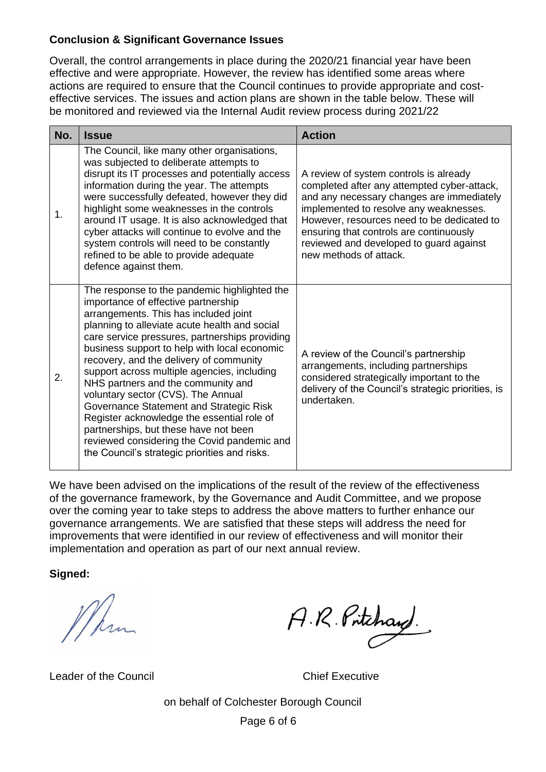**Conclusion & Significant Governance Issues**

Overall, the control arrangements in place during the 2020/21 financial year have been effective and were appropriate. However, the review has identified some areas where actions are required to ensure that the Council continues to provide appropriate and cost-effective services. The issues and action plans are shown in the table below. These will be monitored and reviewed via the Internal Audit review process during 2021/22

| No. | Issue | Action |
|---|---|---|
| 1. | The Council, like many other organisations, was subjected to deliberate attempts to disrupt its IT processes and potentially access information during the year. The attempts were successfully defeated, however they did highlight some weaknesses in the controls around IT usage. It is also acknowledged that cyber attacks will continue to evolve and the system controls will need to be constantly refined to be able to provide adequate defence against them. | A review of system controls is already completed after any attempted cyber-attack, and any necessary changes are immediately implemented to resolve any weaknesses. However, resources need to be dedicated to ensuring that controls are continuously reviewed and developed to guard against new methods of attack. |
| 2. | The response to the pandemic highlighted the importance of effective partnership arrangements. This has included joint planning to alleviate acute health and social care service pressures, partnerships providing business support to help with local economic recovery, and the delivery of community support across multiple agencies, including NHS partners and the community and voluntary sector (CVS). The Annual Governance Statement and Strategic Risk Register acknowledge the essential role of partnerships, but these have not been reviewed considering the Covid pandemic and the Council's strategic priorities and risks. | A review of the Council's partnership arrangements, including partnerships considered strategically important to the delivery of the Council's strategic priorities, is undertaken. |

We have been advised on the implications of the result of the review of the effectiveness of the governance framework, by the Governance and Audit Committee, and we propose over the coming year to take steps to address the above matters to further enhance our governance arrangements. We are satisfied that these steps will address the need for improvements that were identified in our review of effectiveness and will monitor their implementation and operation as part of our next annual review.

**Signed:**

Leader of the Council

A.R. Pritchard.

Chief Executive

on behalf of Colchester Borough Council